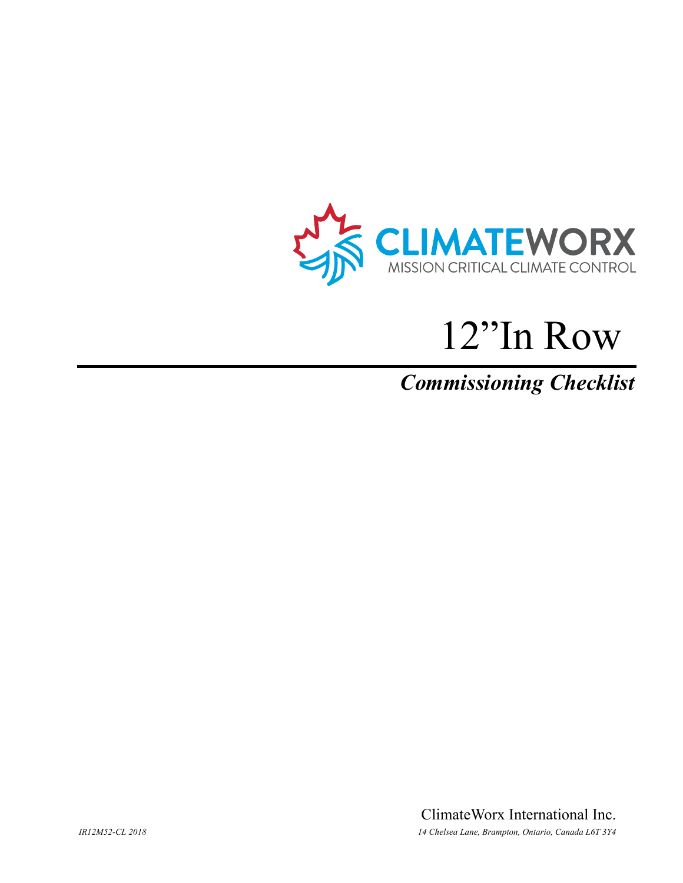CLIMATEWORX

MISSION CRITICAL CLIMATE CONTROL

# 12"In Row

## *Commissioning Checklist*

ClimateWorx International Inc.

*IR12M52-CL 2018*

*14 Chelsea Lane, Brampton, Ontario, Canada L6T 3Y4*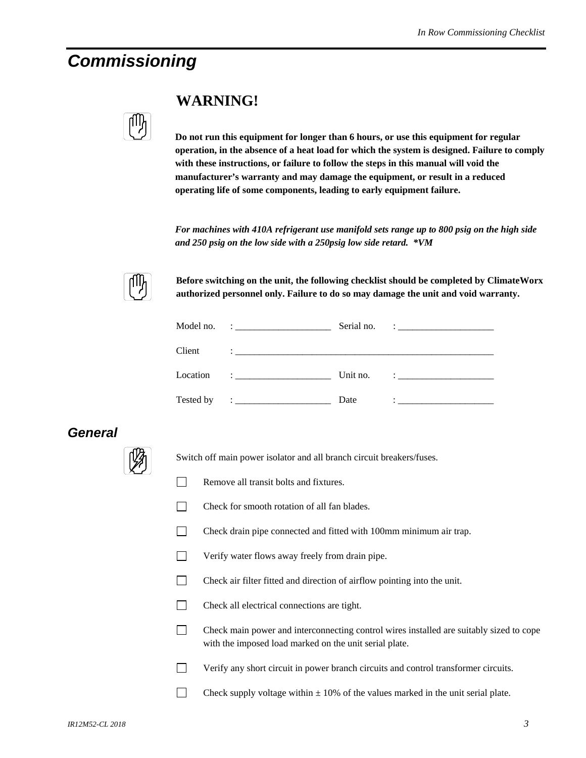# Commissioning

## WARNING!

**Do not run this equipment for longer than 6 hours, or use this equipment for regular operation, in the absence of a heat load for which the system is designed. Failure to comply with these instructions, or failure to follow the steps in this manual will void the manufacturer's warranty and may damage the equipment, or result in a reduced operating life of some components, leading to early equipment failure.**

***For machines with 410A refrigerant use manifold sets range up to 800 psig on the high side and 250 psig on the low side with a 250psig low side retard. *VM***

**Before switching on the unit, the following checklist should be completed by ClimateWorx authorized personnel only. Failure to do so may damage the unit and void warranty.**

Model no. : ____________________ Serial no. : ____________________

Client : __________________________________________________________

Location : ____________________ Unit no. : ____________________

Tested by : ____________________ Date : ____________________

## General

Switch off main power isolator and all branch circuit breakers/fuses.

- ☐ Remove all transit bolts and fixtures.
- ☐ Check for smooth rotation of all fan blades.
- ☐ Check drain pipe connected and fitted with 100mm minimum air trap.
- ☐ Verify water flows away freely from drain pipe.
- ☐ Check air filter fitted and direction of airflow pointing into the unit.
- ☐ Check all electrical connections are tight.
- ☐ Check main power and interconnecting control wires installed are suitably sized to cope with the imposed load marked on the unit serial plate.
- ☐ Verify any short circuit in power branch circuits and control transformer circuits.
- ☐ Check supply voltage within ± 10% of the values marked in the unit serial plate.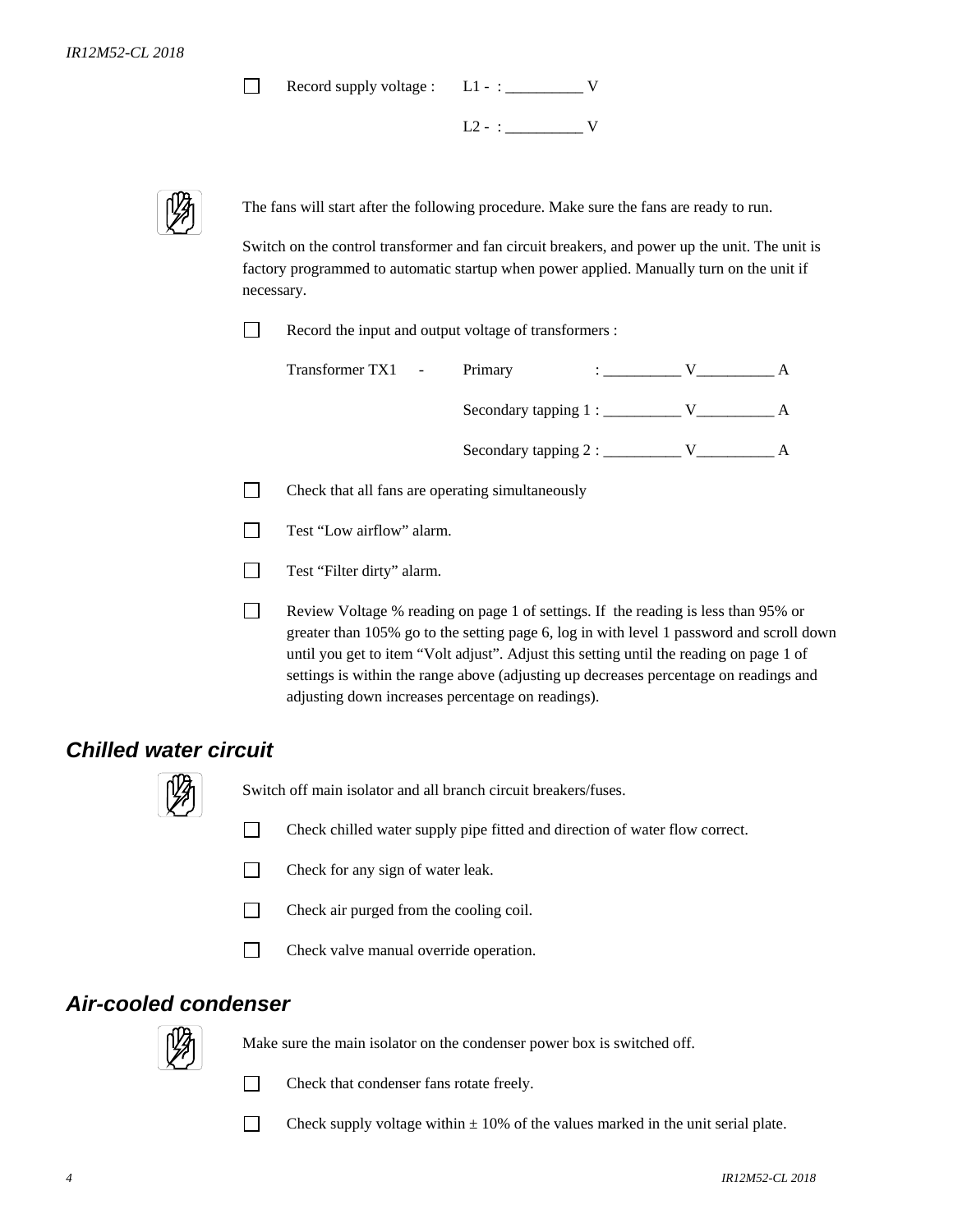- [ ] Record supply voltage : L1 - : __________ V

  L2 - : __________ V

The fans will start after the following procedure. Make sure the fans are ready to run.

Switch on the control transformer and fan circuit breakers, and power up the unit. The unit is factory programmed to automatic startup when power applied. Manually turn on the unit if necessary.

- [ ] Record the input and output voltage of transformers :

  Transformer TX1 - Primary : __________ V__________ A

  Secondary tapping 1 : __________ V__________ A

  Secondary tapping 2 : __________ V__________ A

- [ ] Check that all fans are operating simultaneously
- [ ] Test "Low airflow" alarm.
- [ ] Test "Filter dirty" alarm.
- [ ] Review Voltage % reading on page 1 of settings. If the reading is less than 95% or greater than 105% go to the setting page 6, log in with level 1 password and scroll down until you get to item "Volt adjust". Adjust this setting until the reading on page 1 of settings is within the range above (adjusting up decreases percentage on readings and adjusting down increases percentage on readings).

## Chilled water circuit

Switch off main isolator and all branch circuit breakers/fuses.

- [ ] Check chilled water supply pipe fitted and direction of water flow correct.
- [ ] Check for any sign of water leak.
- [ ] Check air purged from the cooling coil.
- [ ] Check valve manual override operation.

## Air-cooled condenser

Make sure the main isolator on the condenser power box is switched off.

- [ ] Check that condenser fans rotate freely.
- [ ] Check supply voltage within ± 10% of the values marked in the unit serial plate.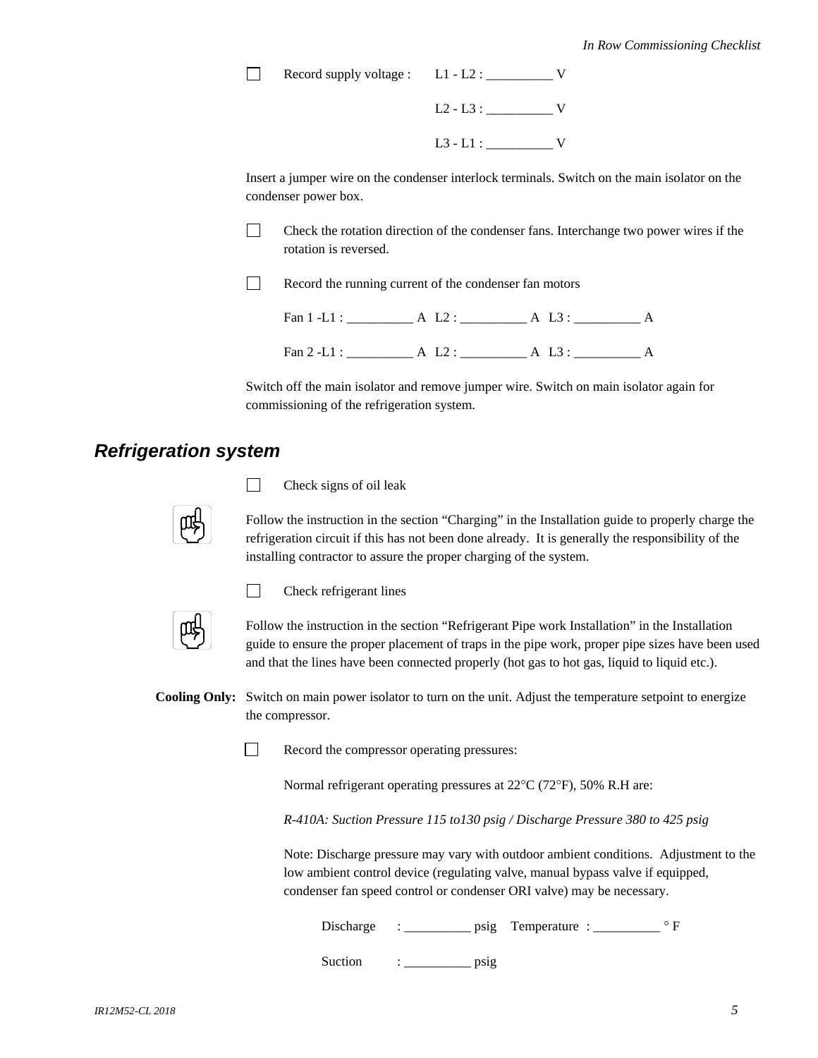☐ Record supply voltage : L1 - L2 : __________ V

L2 - L3 : __________ V

L3 - L1 : __________ V

Insert a jumper wire on the condenser interlock terminals. Switch on the main isolator on the condenser power box.

☐ Check the rotation direction of the condenser fans. Interchange two power wires if the rotation is reversed.

☐ Record the running current of the condenser fan motors

Fan 1 -L1 : __________ A L2 : __________ A L3 : __________ A

Fan 2 -L1 : __________ A L2 : __________ A L3 : __________ A

Switch off the main isolator and remove jumper wire. Switch on main isolator again for commissioning of the refrigeration system.

## Refrigeration system

☐ Check signs of oil leak

Follow the instruction in the section “Charging” in the Installation guide to properly charge the refrigeration circuit if this has not been done already. It is generally the responsibility of the installing contractor to assure the proper charging of the system.

☐ Check refrigerant lines

Follow the instruction in the section “Refrigerant Pipe work Installation” in the Installation guide to ensure the proper placement of traps in the pipe work, proper pipe sizes have been used and that the lines have been connected properly (hot gas to hot gas, liquid to liquid etc.).

**Cooling Only:** Switch on main power isolator to turn on the unit. Adjust the temperature setpoint to energize the compressor.

☐ Record the compressor operating pressures:

Normal refrigerant operating pressures at 22°C (72°F), 50% R.H are:

*R-410A: Suction Pressure 115 to130 psig / Discharge Pressure 380 to 425 psig*

Note: Discharge pressure may vary with outdoor ambient conditions. Adjustment to the low ambient control device (regulating valve, manual bypass valve if equipped, condenser fan speed control or condenser ORI valve) may be necessary.

Discharge : __________ psig Temperature : __________ ° F

Suction : __________ psig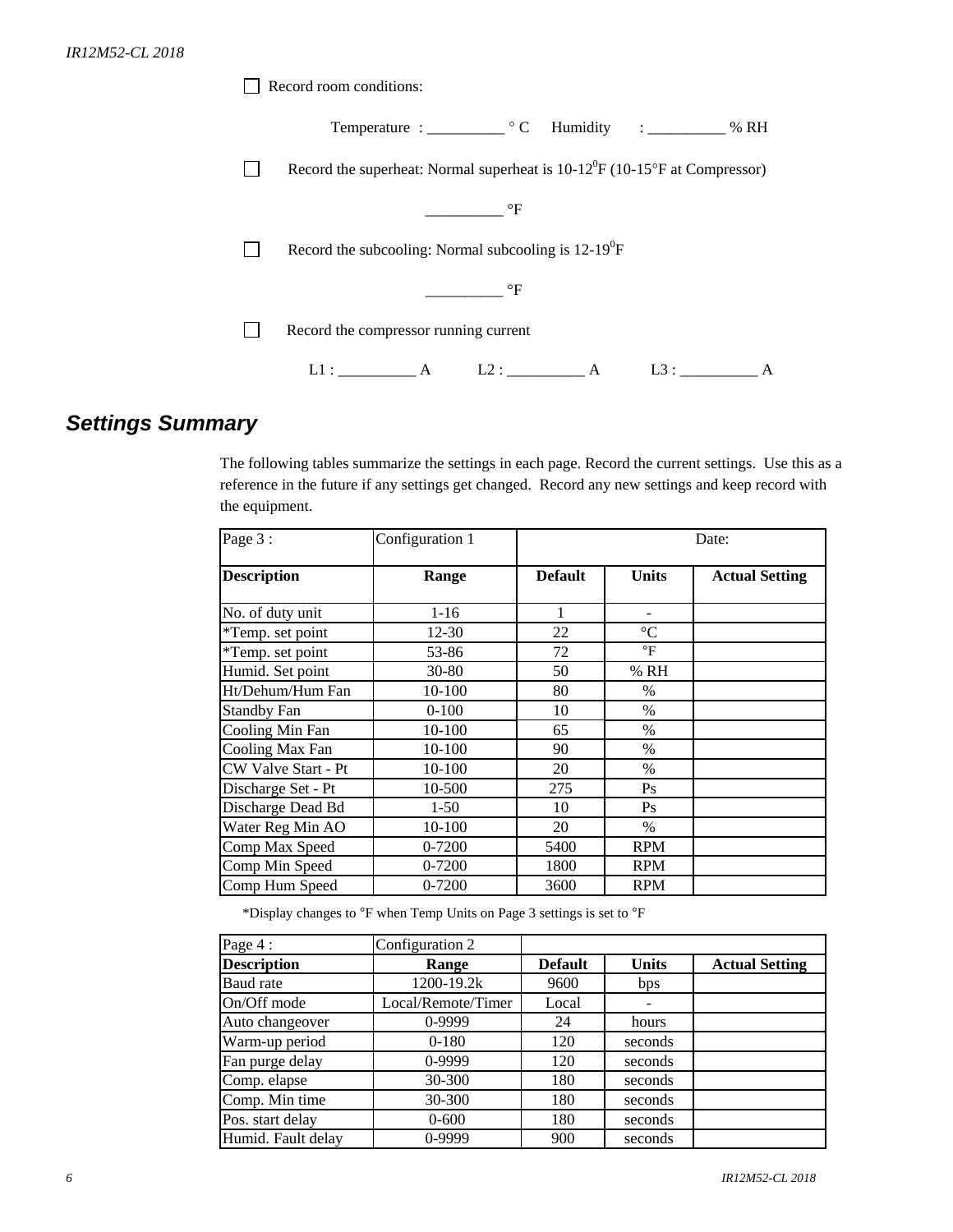- [ ] Record room conditions:

  Temperature : __________ ° C Humidity : __________ % RH

- [ ] Record the superheat: Normal superheat is 10-12$^0$F (10-15°F at Compressor)

  __________ °F

- [ ] Record the subcooling: Normal subcooling is 12-19$^0$F

  __________ °F

- [ ] Record the compressor running current

  L1 : __________ A L2 : __________ A L3 : __________ A

## *Settings Summary*

The following tables summarize the settings in each page. Record the current settings. Use this as a reference in the future if any settings get changed. Record any new settings and keep record with the equipment.

| Page 3 : | Configuration 1 | Date: | | |
|---|---|---|---|---|
| **Description** | **Range** | **Default** | **Units** | **Actual Setting** |
| No. of duty unit | 1-16 | 1 | - | |
| *Temp. set point | 12-30 | 22 | °C | |
| *Temp. set point | 53-86 | 72 | °F | |
| Humid. Set point | 30-80 | 50 | % RH | |
| Ht/Dehum/Hum Fan | 10-100 | 80 | % | |
| Standby Fan | 0-100 | 10 | % | |
| Cooling Min Fan | 10-100 | 65 | % | |
| Cooling Max Fan | 10-100 | 90 | % | |
| CW Valve Start - Pt | 10-100 | 20 | % | |
| Discharge Set - Pt | 10-500 | 275 | Ps | |
| Discharge Dead Bd | 1-50 | 10 | Ps | |
| Water Reg Min AO | 10-100 | 20 | % | |
| Comp Max Speed | 0-7200 | 5400 | RPM | |
| Comp Min Speed | 0-7200 | 1800 | RPM | |
| Comp Hum Speed | 0-7200 | 3600 | RPM | |

*Display changes to °F when Temp Units on Page 3 settings is set to °F

| Page 4 : | Configuration 2 | | | |
|---|---|---|---|---|
| **Description** | **Range** | **Default** | **Units** | **Actual Setting** |
| Baud rate | 1200-19.2k | 9600 | bps | |
| On/Off mode | Local/Remote/Timer | Local | - | |
| Auto changeover | 0-9999 | 24 | hours | |
| Warm-up period | 0-180 | 120 | seconds | |
| Fan purge delay | 0-9999 | 120 | seconds | |
| Comp. elapse | 30-300 | 180 | seconds | |
| Comp. Min time | 30-300 | 180 | seconds | |
| Pos. start delay | 0-600 | 180 | seconds | |
| Humid. Fault delay | 0-9999 | 900 | seconds | |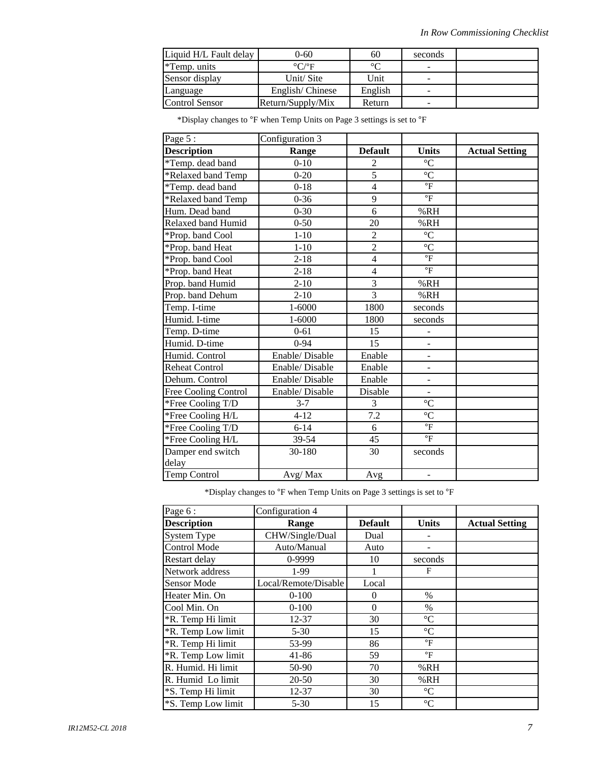| Liquid H/L Fault delay | 0-60 | 60 | seconds | |
|---|---|---|---|---|
| *Temp. units | °C/°F | °C | - | |
| Sensor display | Unit/ Site | Unit | - | |
| Language | English/ Chinese | English | - | |
| Control Sensor | Return/Supply/Mix | Return | - | |

*Display changes to °F when Temp Units on Page 3 settings is set to °F

| Page 5 : | Configuration 3 | | | |
|---|---|---|---|---|
| **Description** | **Range** | **Default** | **Units** | **Actual Setting** |
| *Temp. dead band | 0-10 | 2 | °C | |
| *Relaxed band Temp | 0-20 | 5 | °C | |
| *Temp. dead band | 0-18 | 4 | °F | |
| *Relaxed band Temp | 0-36 | 9 | °F | |
| Hum. Dead band | 0-30 | 6 | %RH | |
| Relaxed band Humid | 0-50 | 20 | %RH | |
| *Prop. band Cool | 1-10 | 2 | °C | |
| *Prop. band Heat | 1-10 | 2 | °C | |
| *Prop. band Cool | 2-18 | 4 | °F | |
| *Prop. band Heat | 2-18 | 4 | °F | |
| Prop. band Humid | 2-10 | 3 | %RH | |
| Prop. band Dehum | 2-10 | 3 | %RH | |
| Temp. I-time | 1-6000 | 1800 | seconds | |
| Humid. I-time | 1-6000 | 1800 | seconds | |
| Temp. D-time | 0-61 | 15 | - | |
| Humid. D-time | 0-94 | 15 | - | |
| Humid. Control | Enable/ Disable | Enable | - | |
| Reheat Control | Enable/ Disable | Enable | - | |
| Dehum. Control | Enable/ Disable | Enable | - | |
| Free Cooling Control | Enable/ Disable | Disable | - | |
| *Free Cooling T/D | 3-7 | 3 | °C | |
| *Free Cooling H/L | 4-12 | 7.2 | °C | |
| *Free Cooling T/D | 6-14 | 6 | °F | |
| *Free Cooling H/L | 39-54 | 45 | °F | |
| Damper end switch delay | 30-180 | 30 | seconds | |
| Temp Control | Avg/ Max | Avg | - | |

*Display changes to °F when Temp Units on Page 3 settings is set to °F

| Page 6 : | Configuration 4 | | | |
|---|---|---|---|---|
| **Description** | **Range** | **Default** | **Units** | **Actual Setting** |
| System Type | CHW/Single/Dual | Dual | - | |
| Control Mode | Auto/Manual | Auto | - | |
| Restart delay | 0-9999 | 10 | seconds | |
| Network address | 1-99 | 1 | F | |
| Sensor Mode | Local/Remote/Disable | Local | | |
| Heater Min. On | 0-100 | 0 | % | |
| Cool Min. On | 0-100 | 0 | % | |
| *R. Temp Hi limit | 12-37 | 30 | °C | |
| *R. Temp Low limit | 5-30 | 15 | °C | |
| *R. Temp Hi limit | 53-99 | 86 | °F | |
| *R. Temp Low limit | 41-86 | 59 | °F | |
| R. Humid. Hi limit | 50-90 | 70 | %RH | |
| R. Humid Lo limit | 20-50 | 30 | %RH | |
| *S. Temp Hi limit | 12-37 | 30 | °C | |
| *S. Temp Low limit | 5-30 | 15 | °C | |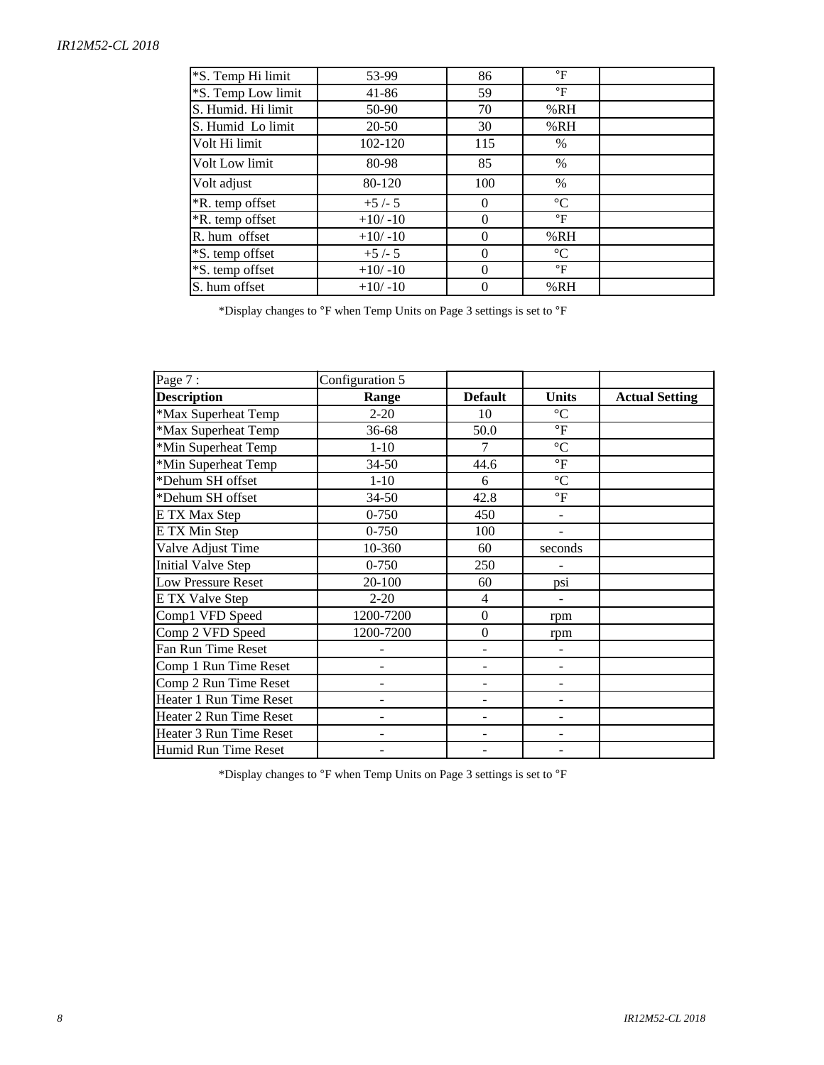| | | | | |
|---|---|---|---|---|
| *S. Temp Hi limit | 53-99 | 86 | °F | |
| *S. Temp Low limit | 41-86 | 59 | °F | |
| S. Humid. Hi limit | 50-90 | 70 | %RH | |
| S. Humid  Lo limit | 20-50 | 30 | %RH | |
| Volt Hi limit | 102-120 | 115 | % | |
| Volt Low limit | 80-98 | 85 | % | |
| Volt adjust | 80-120 | 100 | % | |
| *R. temp offset | +5 /- 5 | 0 | °C | |
| *R. temp offset | +10/ -10 | 0 | °F | |
| R. hum  offset | +10/ -10 | 0 | %RH | |
| *S. temp offset | +5 /- 5 | 0 | °C | |
| *S. temp offset | +10/ -10 | 0 | °F | |
| S. hum offset | +10/ -10 | 0 | %RH | |

*Display changes to °F when Temp Units on Page 3 settings is set to °F

| Page 7 : | Configuration 5 | | | |
|---|---|---|---|---|
| **Description** | **Range** | **Default** | **Units** | **Actual Setting** |
| *Max Superheat Temp | 2-20 | 10 | °C | |
| *Max Superheat Temp | 36-68 | 50.0 | °F | |
| *Min Superheat Temp | 1-10 | 7 | °C | |
| *Min Superheat Temp | 34-50 | 44.6 | °F | |
| *Dehum SH offset | 1-10 | 6 | °C | |
| *Dehum SH offset | 34-50 | 42.8 | °F | |
| E TX Max Step | 0-750 | 450 | - | |
| E TX Min Step | 0-750 | 100 | - | |
| Valve Adjust Time | 10-360 | 60 | seconds | |
| Initial Valve Step | 0-750 | 250 | - | |
| Low Pressure Reset | 20-100 | 60 | psi | |
| E TX Valve Step | 2-20 | 4 | - | |
| Comp1 VFD Speed | 1200-7200 | 0 | rpm | |
| Comp 2 VFD Speed | 1200-7200 | 0 | rpm | |
| Fan Run Time Reset | - | - | - | |
| Comp 1 Run Time Reset | - | - | - | |
| Comp 2 Run Time Reset | - | - | - | |
| Heater 1 Run Time Reset | - | - | - | |
| Heater 2 Run Time Reset | - | - | - | |
| Heater 3 Run Time Reset | - | - | - | |
| Humid Run Time Reset | - | - | - | |

*Display changes to °F when Temp Units on Page 3 settings is set to °F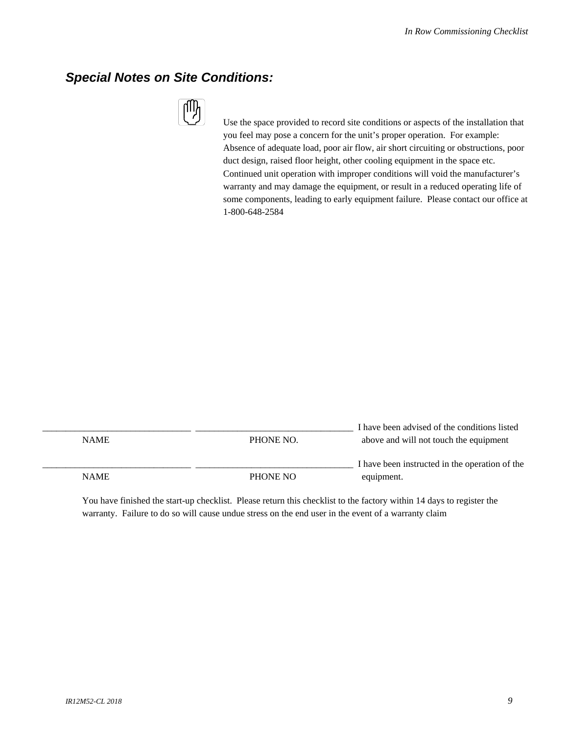## *Special Notes on Site Conditions:*

Use the space provided to record site conditions or aspects of the installation that you feel may pose a concern for the unit's proper operation. For example: Absence of adequate load, poor air flow, air short circuiting or obstructions, poor duct design, raised floor height, other cooling equipment in the space etc. Continued unit operation with improper conditions will void the manufacturer's warranty and may damage the equipment, or result in a reduced operating life of some components, leading to early equipment failure. Please contact our office at 1-800-648-2584

| | | |
|---|---|---|
| \_\_\_\_\_\_\_\_\_\_\_\_\_\_\_\_\_\_\_\_\_\_\_\_\_\_\_\_\_\_\_ NAME | \_\_\_\_\_\_\_\_\_\_\_\_\_\_\_\_\_\_\_\_\_\_\_\_\_\_\_\_\_\_\_\_\_ PHONE NO. | I have been advised of the conditions listed above and will not touch the equipment |
| \_\_\_\_\_\_\_\_\_\_\_\_\_\_\_\_\_\_\_\_\_\_\_\_\_\_\_\_\_\_\_ NAME | \_\_\_\_\_\_\_\_\_\_\_\_\_\_\_\_\_\_\_\_\_\_\_\_\_\_\_\_\_\_\_\_\_ PHONE NO | I have been instructed in the operation of the equipment. |

You have finished the start-up checklist. Please return this checklist to the factory within 14 days to register the warranty. Failure to do so will cause undue stress on the end user in the event of a warranty claim